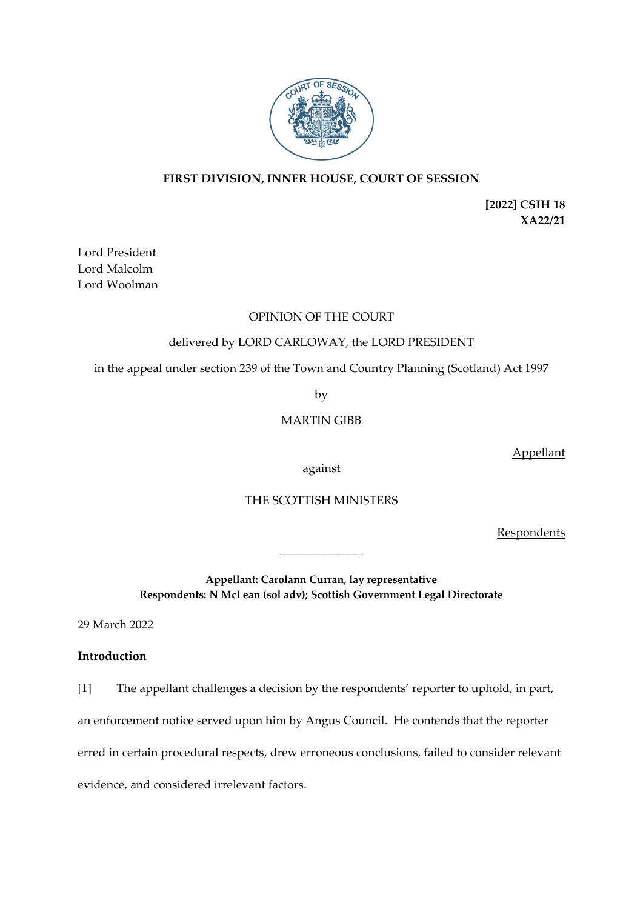**FIRST DIVISION, INNER HOUSE, COURT OF SESSION**

**[2022] CSIH 18**
**XA22/21**

Lord President
Lord Malcolm
Lord Woolman

OPINION OF THE COURT

delivered by LORD CARLOWAY, the LORD PRESIDENT

in the appeal under section 239 of the Town and Country Planning (Scotland) Act 1997

by

MARTIN GIBB

Appellant

against

THE SCOTTISH MINISTERS

Respondents

---

**Appellant: Carolann Curran, lay representative**
**Respondents: N McLean (sol adv); Scottish Government Legal Directorate**

29 March 2022

**Introduction**

[1] The appellant challenges a decision by the respondents' reporter to uphold, in part, an enforcement notice served upon him by Angus Council. He contends that the reporter erred in certain procedural respects, drew erroneous conclusions, failed to consider relevant evidence, and considered irrelevant factors.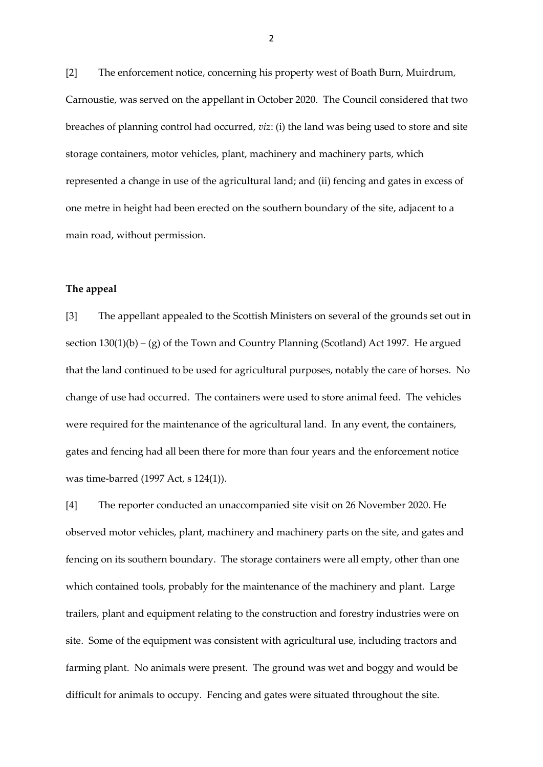[2] The enforcement notice, concerning his property west of Boath Burn, Muirdrum, Carnoustie, was served on the appellant in October 2020. The Council considered that two breaches of planning control had occurred, *viz*: (i) the land was being used to store and site storage containers, motor vehicles, plant, machinery and machinery parts, which represented a change in use of the agricultural land; and (ii) fencing and gates in excess of one metre in height had been erected on the southern boundary of the site, adjacent to a main road, without permission.

**The appeal**

[3] The appellant appealed to the Scottish Ministers on several of the grounds set out in section 130(1)(b) – (g) of the Town and Country Planning (Scotland) Act 1997. He argued that the land continued to be used for agricultural purposes, notably the care of horses. No change of use had occurred. The containers were used to store animal feed. The vehicles were required for the maintenance of the agricultural land. In any event, the containers, gates and fencing had all been there for more than four years and the enforcement notice was time-barred (1997 Act, s 124(1)).

[4] The reporter conducted an unaccompanied site visit on 26 November 2020. He observed motor vehicles, plant, machinery and machinery parts on the site, and gates and fencing on its southern boundary. The storage containers were all empty, other than one which contained tools, probably for the maintenance of the machinery and plant. Large trailers, plant and equipment relating to the construction and forestry industries were on site. Some of the equipment was consistent with agricultural use, including tractors and farming plant. No animals were present. The ground was wet and boggy and would be difficult for animals to occupy. Fencing and gates were situated throughout the site.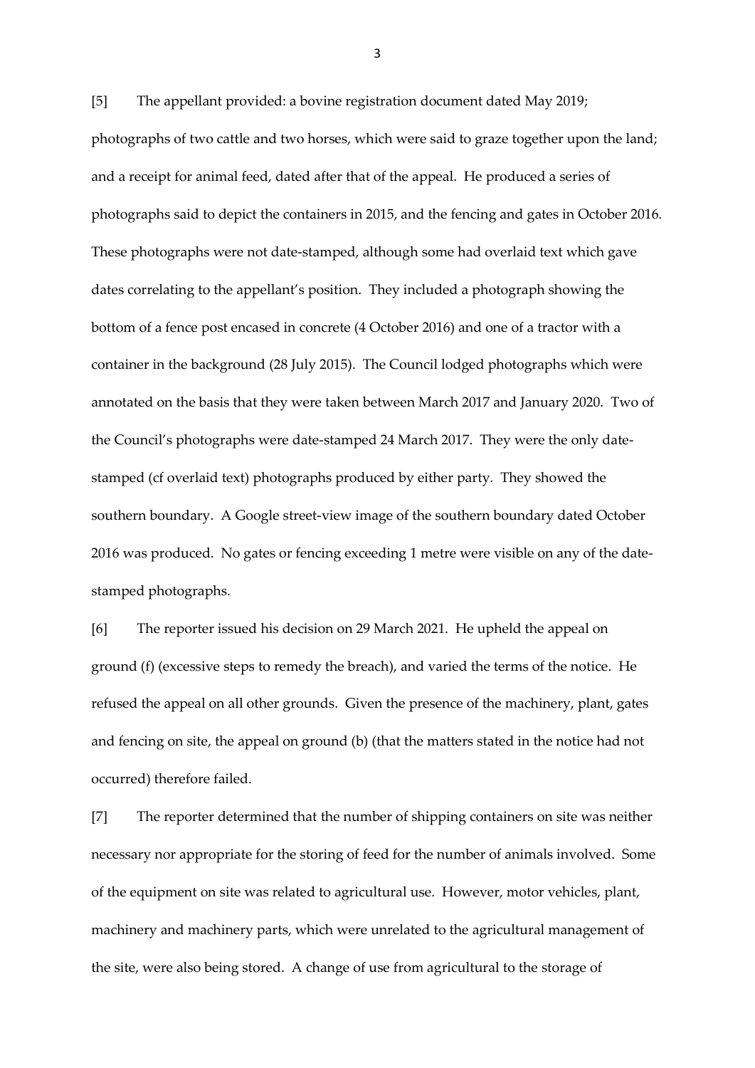[5] The appellant provided: a bovine registration document dated May 2019; photographs of two cattle and two horses, which were said to graze together upon the land; and a receipt for animal feed, dated after that of the appeal. He produced a series of photographs said to depict the containers in 2015, and the fencing and gates in October 2016. These photographs were not date-stamped, although some had overlaid text which gave dates correlating to the appellant's position. They included a photograph showing the bottom of a fence post encased in concrete (4 October 2016) and one of a tractor with a container in the background (28 July 2015). The Council lodged photographs which were annotated on the basis that they were taken between March 2017 and January 2020. Two of the Council's photographs were date-stamped 24 March 2017. They were the only date-stamped (cf overlaid text) photographs produced by either party. They showed the southern boundary. A Google street-view image of the southern boundary dated October 2016 was produced. No gates or fencing exceeding 1 metre were visible on any of the date-stamped photographs.

[6] The reporter issued his decision on 29 March 2021. He upheld the appeal on ground (f) (excessive steps to remedy the breach), and varied the terms of the notice. He refused the appeal on all other grounds. Given the presence of the machinery, plant, gates and fencing on site, the appeal on ground (b) (that the matters stated in the notice had not occurred) therefore failed.

[7] The reporter determined that the number of shipping containers on site was neither necessary nor appropriate for the storing of feed for the number of animals involved. Some of the equipment on site was related to agricultural use. However, motor vehicles, plant, machinery and machinery parts, which were unrelated to the agricultural management of the site, were also being stored. A change of use from agricultural to the storage of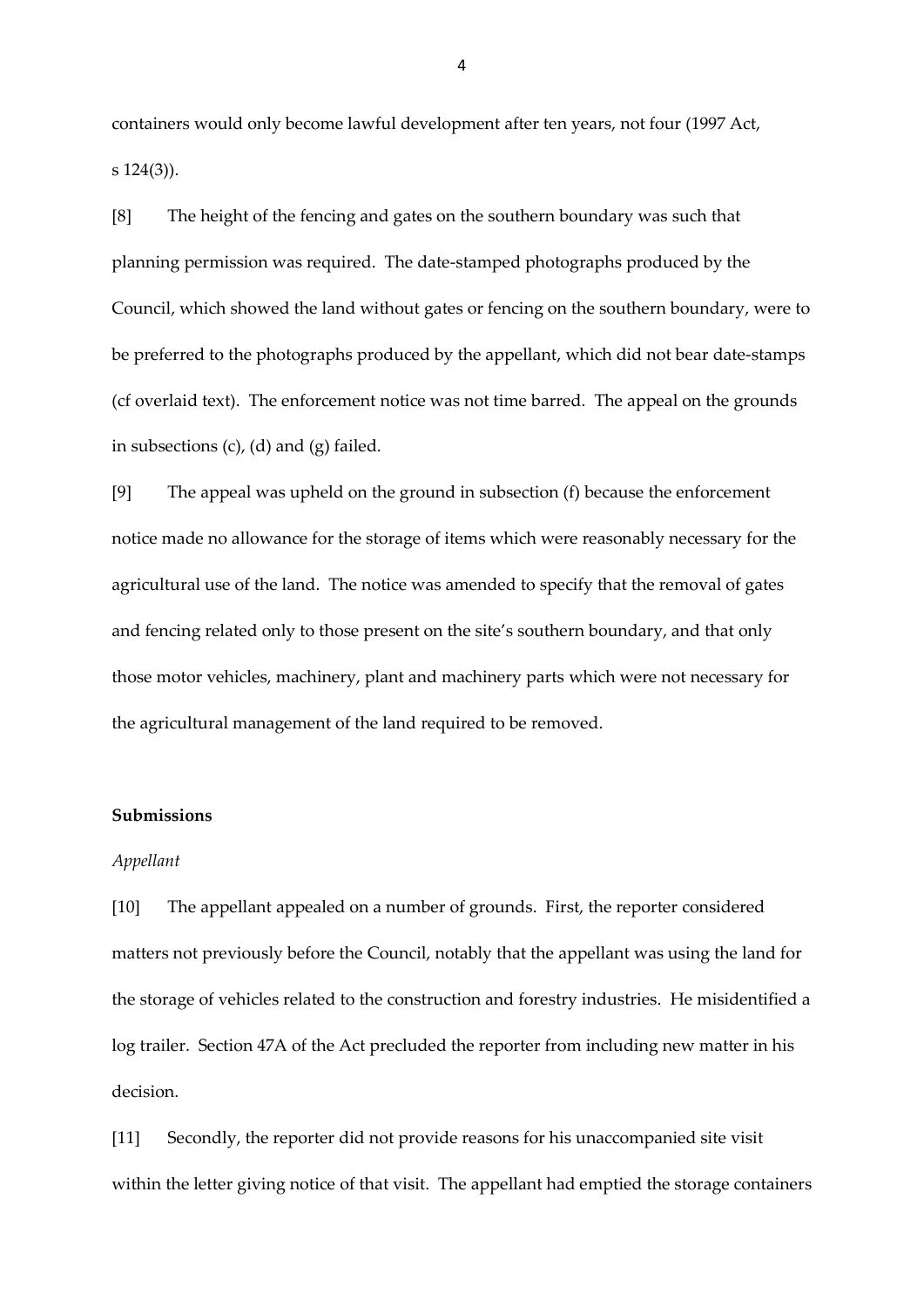containers would only become lawful development after ten years, not four (1997 Act, s 124(3)).

[8] The height of the fencing and gates on the southern boundary was such that planning permission was required. The date-stamped photographs produced by the Council, which showed the land without gates or fencing on the southern boundary, were to be preferred to the photographs produced by the appellant, which did not bear date-stamps (cf overlaid text). The enforcement notice was not time barred. The appeal on the grounds in subsections (c), (d) and (g) failed.

[9] The appeal was upheld on the ground in subsection (f) because the enforcement notice made no allowance for the storage of items which were reasonably necessary for the agricultural use of the land. The notice was amended to specify that the removal of gates and fencing related only to those present on the site's southern boundary, and that only those motor vehicles, machinery, plant and machinery parts which were not necessary for the agricultural management of the land required to be removed.

**Submissions**

*Appellant*

[10] The appellant appealed on a number of grounds. First, the reporter considered matters not previously before the Council, notably that the appellant was using the land for the storage of vehicles related to the construction and forestry industries. He misidentified a log trailer. Section 47A of the Act precluded the reporter from including new matter in his decision.

[11] Secondly, the reporter did not provide reasons for his unaccompanied site visit within the letter giving notice of that visit. The appellant had emptied the storage containers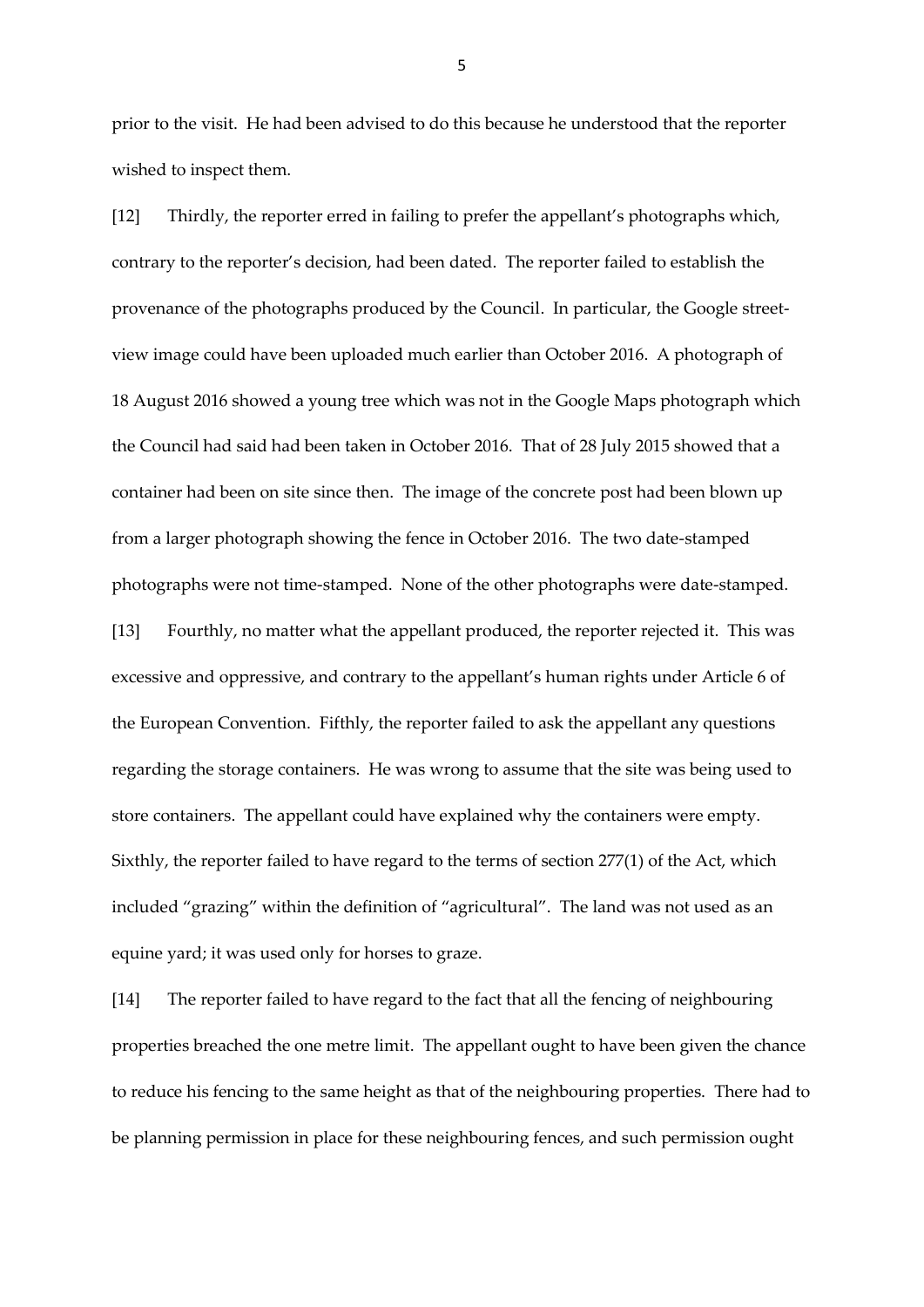prior to the visit. He had been advised to do this because he understood that the reporter wished to inspect them.

[12] Thirdly, the reporter erred in failing to prefer the appellant's photographs which, contrary to the reporter's decision, had been dated. The reporter failed to establish the provenance of the photographs produced by the Council. In particular, the Google street-view image could have been uploaded much earlier than October 2016. A photograph of 18 August 2016 showed a young tree which was not in the Google Maps photograph which the Council had said had been taken in October 2016. That of 28 July 2015 showed that a container had been on site since then. The image of the concrete post had been blown up from a larger photograph showing the fence in October 2016. The two date-stamped photographs were not time-stamped. None of the other photographs were date-stamped.

[13] Fourthly, no matter what the appellant produced, the reporter rejected it. This was excessive and oppressive, and contrary to the appellant's human rights under Article 6 of the European Convention. Fifthly, the reporter failed to ask the appellant any questions regarding the storage containers. He was wrong to assume that the site was being used to store containers. The appellant could have explained why the containers were empty. Sixthly, the reporter failed to have regard to the terms of section 277(1) of the Act, which included "grazing" within the definition of "agricultural". The land was not used as an equine yard; it was used only for horses to graze.

[14] The reporter failed to have regard to the fact that all the fencing of neighbouring properties breached the one metre limit. The appellant ought to have been given the chance to reduce his fencing to the same height as that of the neighbouring properties. There had to be planning permission in place for these neighbouring fences, and such permission ought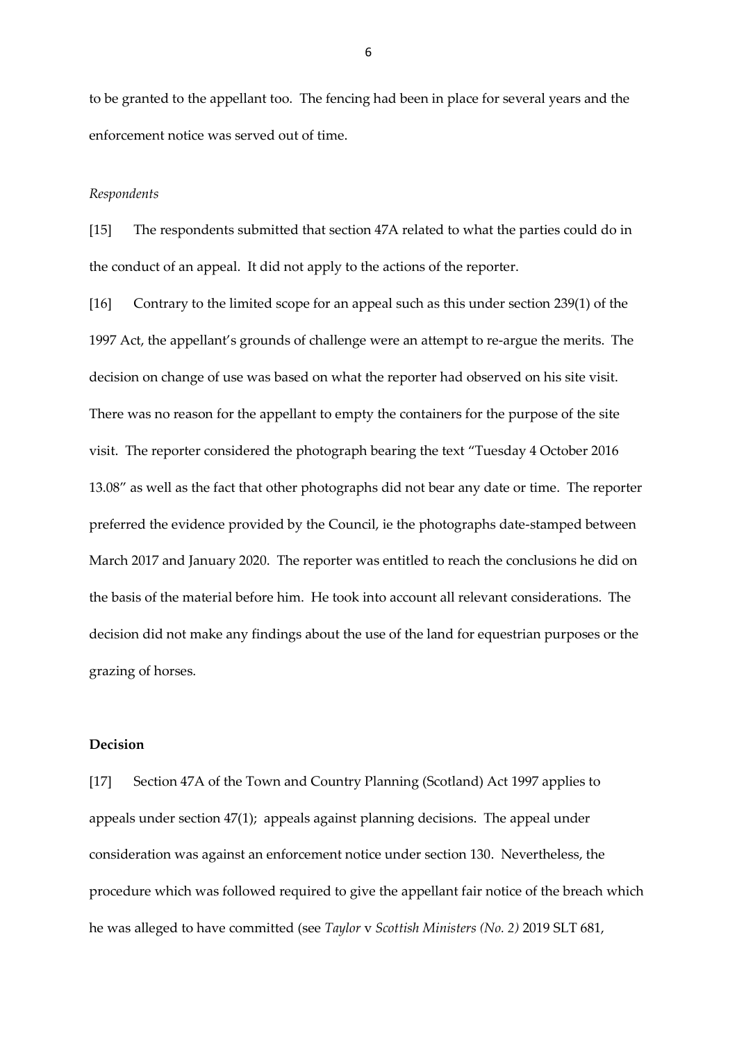to be granted to the appellant too. The fencing had been in place for several years and the enforcement notice was served out of time.

*Respondents*

[15] The respondents submitted that section 47A related to what the parties could do in the conduct of an appeal. It did not apply to the actions of the reporter.

[16] Contrary to the limited scope for an appeal such as this under section 239(1) of the 1997 Act, the appellant's grounds of challenge were an attempt to re-argue the merits. The decision on change of use was based on what the reporter had observed on his site visit. There was no reason for the appellant to empty the containers for the purpose of the site visit. The reporter considered the photograph bearing the text "Tuesday 4 October 2016 13.08" as well as the fact that other photographs did not bear any date or time. The reporter preferred the evidence provided by the Council, ie the photographs date-stamped between March 2017 and January 2020. The reporter was entitled to reach the conclusions he did on the basis of the material before him. He took into account all relevant considerations. The decision did not make any findings about the use of the land for equestrian purposes or the grazing of horses.

**Decision**

[17] Section 47A of the Town and Country Planning (Scotland) Act 1997 applies to appeals under section 47(1); appeals against planning decisions. The appeal under consideration was against an enforcement notice under section 130. Nevertheless, the procedure which was followed required to give the appellant fair notice of the breach which he was alleged to have committed (see *Taylor* v *Scottish Ministers (No. 2)* 2019 SLT 681,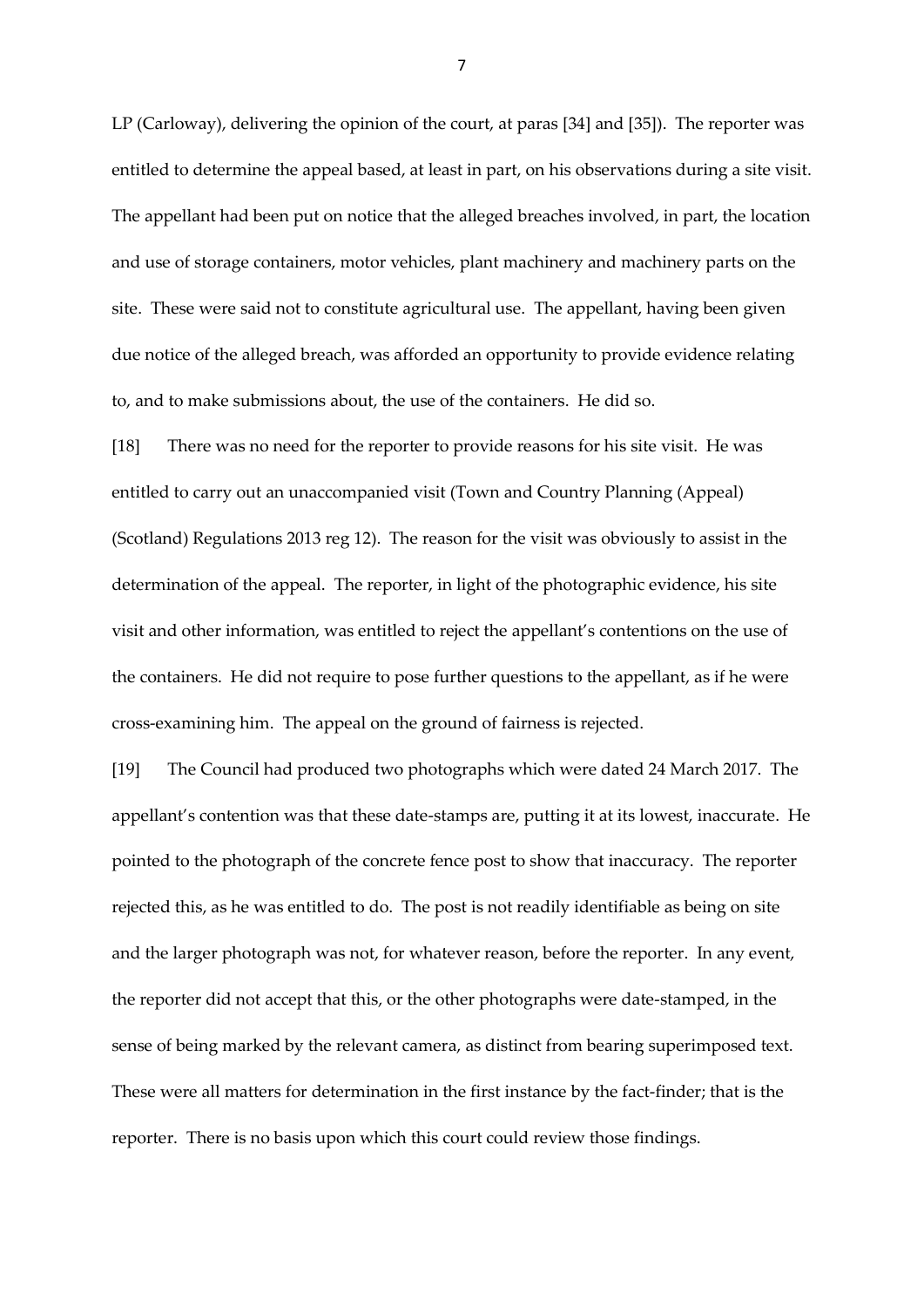LP (Carloway), delivering the opinion of the court, at paras [34] and [35]). The reporter was entitled to determine the appeal based, at least in part, on his observations during a site visit. The appellant had been put on notice that the alleged breaches involved, in part, the location and use of storage containers, motor vehicles, plant machinery and machinery parts on the site. These were said not to constitute agricultural use. The appellant, having been given due notice of the alleged breach, was afforded an opportunity to provide evidence relating to, and to make submissions about, the use of the containers. He did so.

[18] There was no need for the reporter to provide reasons for his site visit. He was entitled to carry out an unaccompanied visit (Town and Country Planning (Appeal) (Scotland) Regulations 2013 reg 12). The reason for the visit was obviously to assist in the determination of the appeal. The reporter, in light of the photographic evidence, his site visit and other information, was entitled to reject the appellant's contentions on the use of the containers. He did not require to pose further questions to the appellant, as if he were cross-examining him. The appeal on the ground of fairness is rejected.

[19] The Council had produced two photographs which were dated 24 March 2017. The appellant's contention was that these date-stamps are, putting it at its lowest, inaccurate. He pointed to the photograph of the concrete fence post to show that inaccuracy. The reporter rejected this, as he was entitled to do. The post is not readily identifiable as being on site and the larger photograph was not, for whatever reason, before the reporter. In any event, the reporter did not accept that this, or the other photographs were date-stamped, in the sense of being marked by the relevant camera, as distinct from bearing superimposed text. These were all matters for determination in the first instance by the fact-finder; that is the reporter. There is no basis upon which this court could review those findings.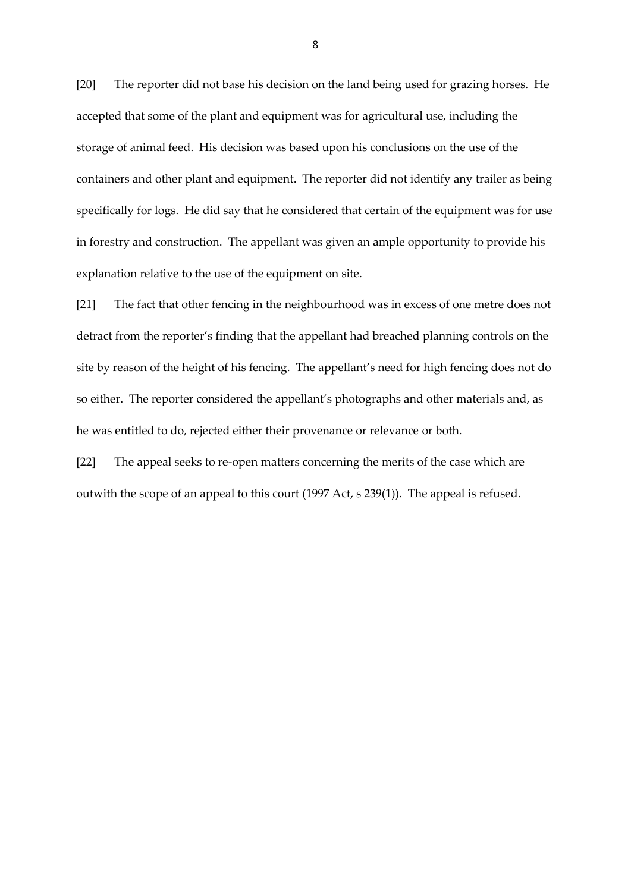[20] The reporter did not base his decision on the land being used for grazing horses. He accepted that some of the plant and equipment was for agricultural use, including the storage of animal feed. His decision was based upon his conclusions on the use of the containers and other plant and equipment. The reporter did not identify any trailer as being specifically for logs. He did say that he considered that certain of the equipment was for use in forestry and construction. The appellant was given an ample opportunity to provide his explanation relative to the use of the equipment on site.

[21] The fact that other fencing in the neighbourhood was in excess of one metre does not detract from the reporter's finding that the appellant had breached planning controls on the site by reason of the height of his fencing. The appellant's need for high fencing does not do so either. The reporter considered the appellant's photographs and other materials and, as he was entitled to do, rejected either their provenance or relevance or both.

[22] The appeal seeks to re-open matters concerning the merits of the case which are outwith the scope of an appeal to this court (1997 Act, s 239(1)). The appeal is refused.